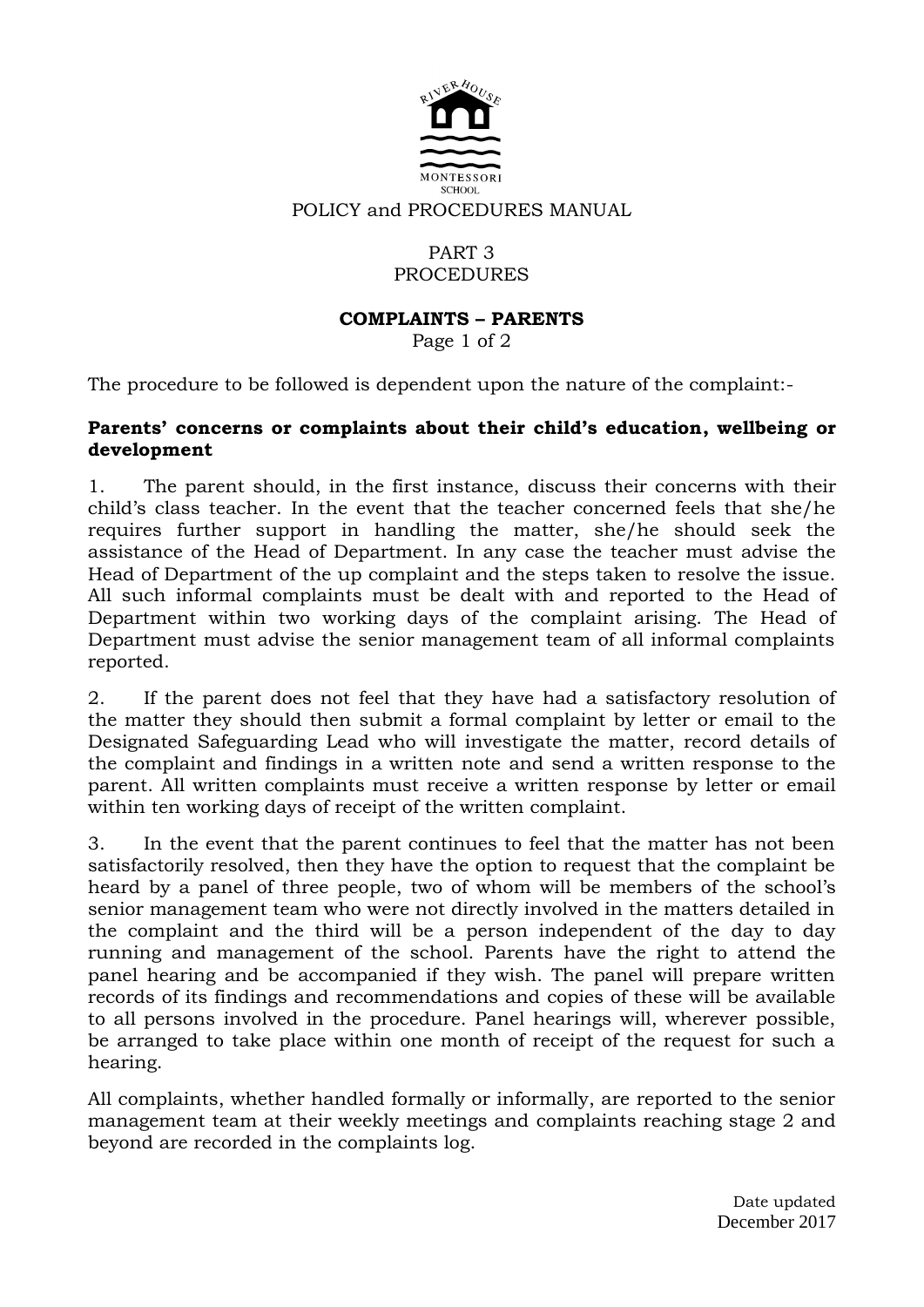POLICY and PROCEDURES MANUAL

PART 3
PROCEDURES

# COMPLAINTS – PARENTS

The procedure to be followed is dependent upon the nature of the complaint:-

**Parents' concerns or complaints about their child's education, wellbeing or development**

1. The parent should, in the first instance, discuss their concerns with their child's class teacher. In the event that the teacher concerned feels that she/he requires further support in handling the matter, she/he should seek the assistance of the Head of Department. In any case the teacher must advise the Head of Department of the up complaint and the steps taken to resolve the issue. All such informal complaints must be dealt with and reported to the Head of Department within two working days of the complaint arising. The Head of Department must advise the senior management team of all informal complaints reported.

2. If the parent does not feel that they have had a satisfactory resolution of the matter they should then submit a formal complaint by letter or email to the Designated Safeguarding Lead who will investigate the matter, record details of the complaint and findings in a written note and send a written response to the parent. All written complaints must receive a written response by letter or email within ten working days of receipt of the written complaint.

3. In the event that the parent continues to feel that the matter has not been satisfactorily resolved, then they have the option to request that the complaint be heard by a panel of three people, two of whom will be members of the school's senior management team who were not directly involved in the matters detailed in the complaint and the third will be a person independent of the day to day running and management of the school. Parents have the right to attend the panel hearing and be accompanied if they wish. The panel will prepare written records of its findings and recommendations and copies of these will be available to all persons involved in the procedure. Panel hearings will, wherever possible, be arranged to take place within one month of receipt of the request for such a hearing.

All complaints, whether handled formally or informally, are reported to the senior management team at their weekly meetings and complaints reaching stage 2 and beyond are recorded in the complaints log.

Date updated
December 2017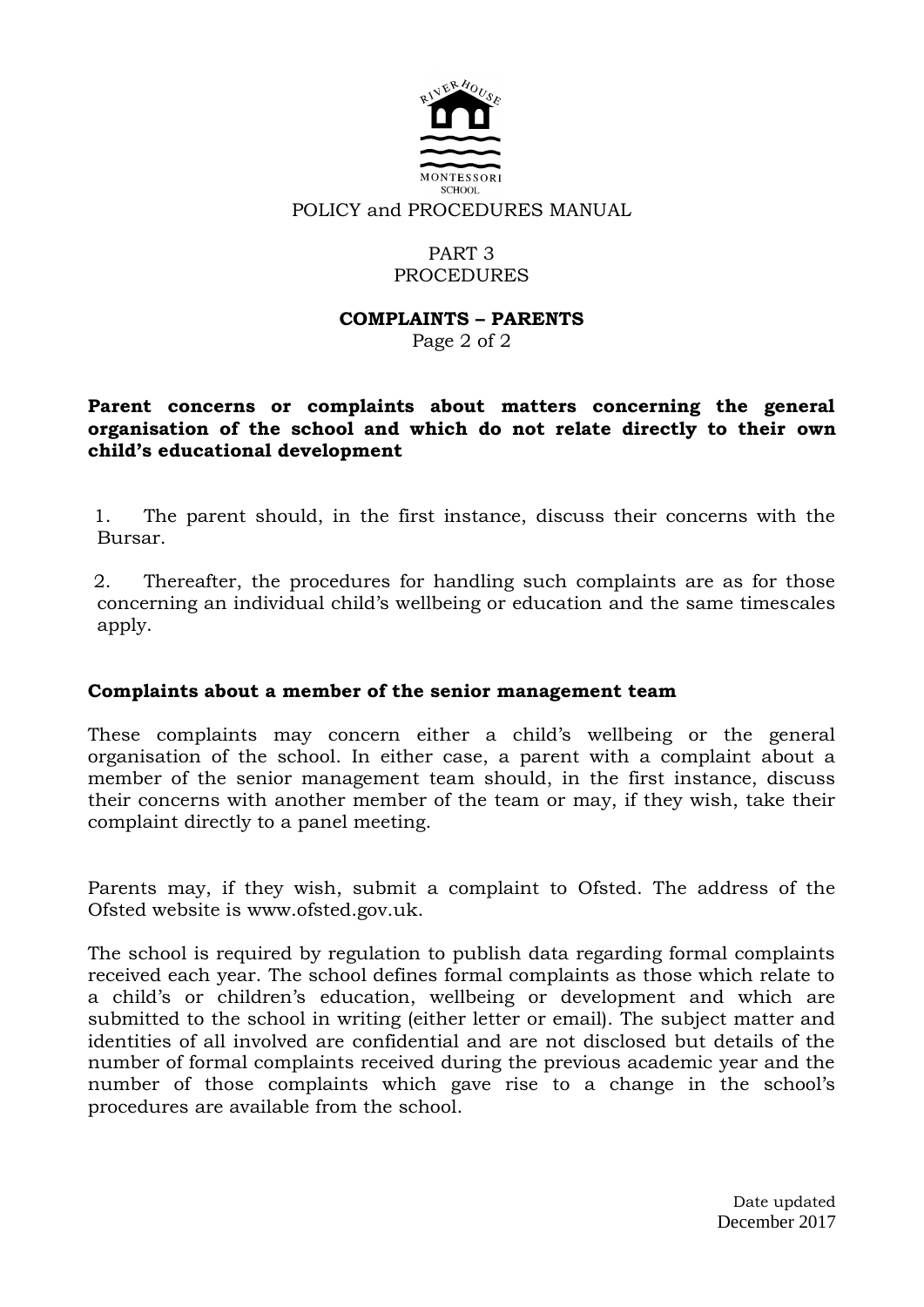POLICY and PROCEDURES MANUAL

PART 3
PROCEDURES

**COMPLAINTS – PARENTS**

**Parent concerns or complaints about matters concerning the general organisation of the school and which do not relate directly to their own child's educational development**

1. The parent should, in the first instance, discuss their concerns with the Bursar.

2. Thereafter, the procedures for handling such complaints are as for those concerning an individual child's wellbeing or education and the same timescales apply.

**Complaints about a member of the senior management team**

These complaints may concern either a child's wellbeing or the general organisation of the school. In either case, a parent with a complaint about a member of the senior management team should, in the first instance, discuss their concerns with another member of the team or may, if they wish, take their complaint directly to a panel meeting.

Parents may, if they wish, submit a complaint to Ofsted. The address of the Ofsted website is www.ofsted.gov.uk.

The school is required by regulation to publish data regarding formal complaints received each year. The school defines formal complaints as those which relate to a child's or children's education, wellbeing or development and which are submitted to the school in writing (either letter or email). The subject matter and identities of all involved are confidential and are not disclosed but details of the number of formal complaints received during the previous academic year and the number of those complaints which gave rise to a change in the school's procedures are available from the school.

Date updated
December 2017